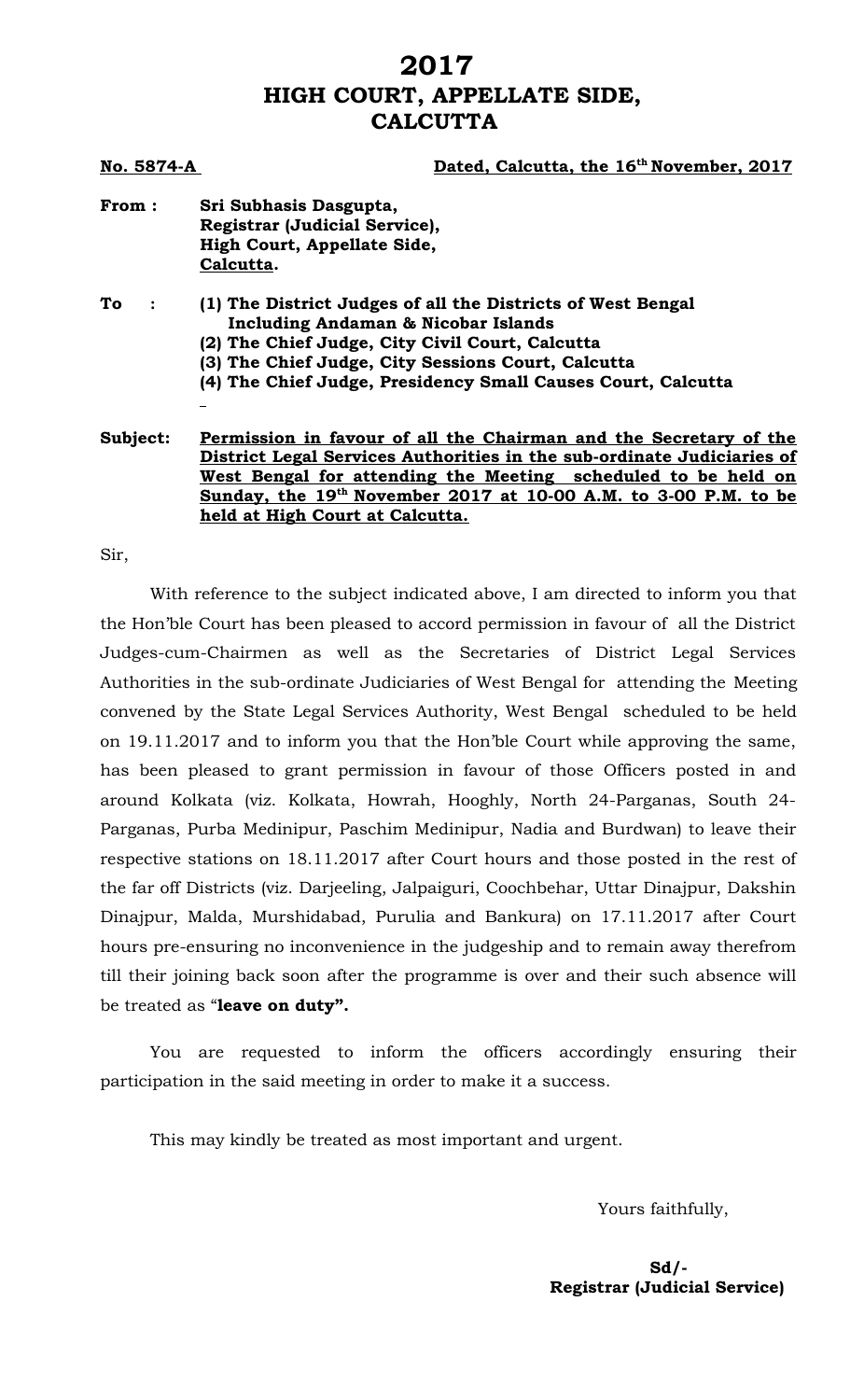# 2017
# HIGH COURT, APPELLATE SIDE, CALCUTTA

**No. 5874-A** **Dated, Calcutta, the 16th November, 2017**

**From :** **Sri Subhasis Dasgupta,**
**Registrar (Judicial Service),**
**High Court, Appellate Side,**
**Calcutta.**

**To :**
**(1) The District Judges of all the Districts of West Bengal Including Andaman & Nicobar Islands**
**(2) The Chief Judge, City Civil Court, Calcutta**
**(3) The Chief Judge, City Sessions Court, Calcutta**
**(4) The Chief Judge, Presidency Small Causes Court, Calcutta**

**Subject:** **Permission in favour of all the Chairman and the Secretary of the District Legal Services Authorities in the sub-ordinate Judiciaries of West Bengal for attending the Meeting scheduled to be held on Sunday, the 19th November 2017 at 10-00 A.M. to 3-00 P.M. to be held at High Court at Calcutta.**

Sir,

With reference to the subject indicated above, I am directed to inform you that the Hon'ble Court has been pleased to accord permission in favour of all the District Judges-cum-Chairmen as well as the Secretaries of District Legal Services Authorities in the sub-ordinate Judiciaries of West Bengal for attending the Meeting convened by the State Legal Services Authority, West Bengal scheduled to be held on 19.11.2017 and to inform you that the Hon'ble Court while approving the same, has been pleased to grant permission in favour of those Officers posted in and around Kolkata (viz. Kolkata, Howrah, Hooghly, North 24-Parganas, South 24-Parganas, Purba Medinipur, Paschim Medinipur, Nadia and Burdwan) to leave their respective stations on 18.11.2017 after Court hours and those posted in the rest of the far off Districts (viz. Darjeeling, Jalpaiguri, Coochbehar, Uttar Dinajpur, Dakshin Dinajpur, Malda, Murshidabad, Purulia and Bankura) on 17.11.2017 after Court hours pre-ensuring no inconvenience in the judgeship and to remain away therefrom till their joining back soon after the programme is over and their such absence will be treated as "**leave on duty".**

You are requested to inform the officers accordingly ensuring their participation in the said meeting in order to make it a success.

This may kindly be treated as most important and urgent.

Yours faithfully,

**Sd/-**
**Registrar (Judicial Service)**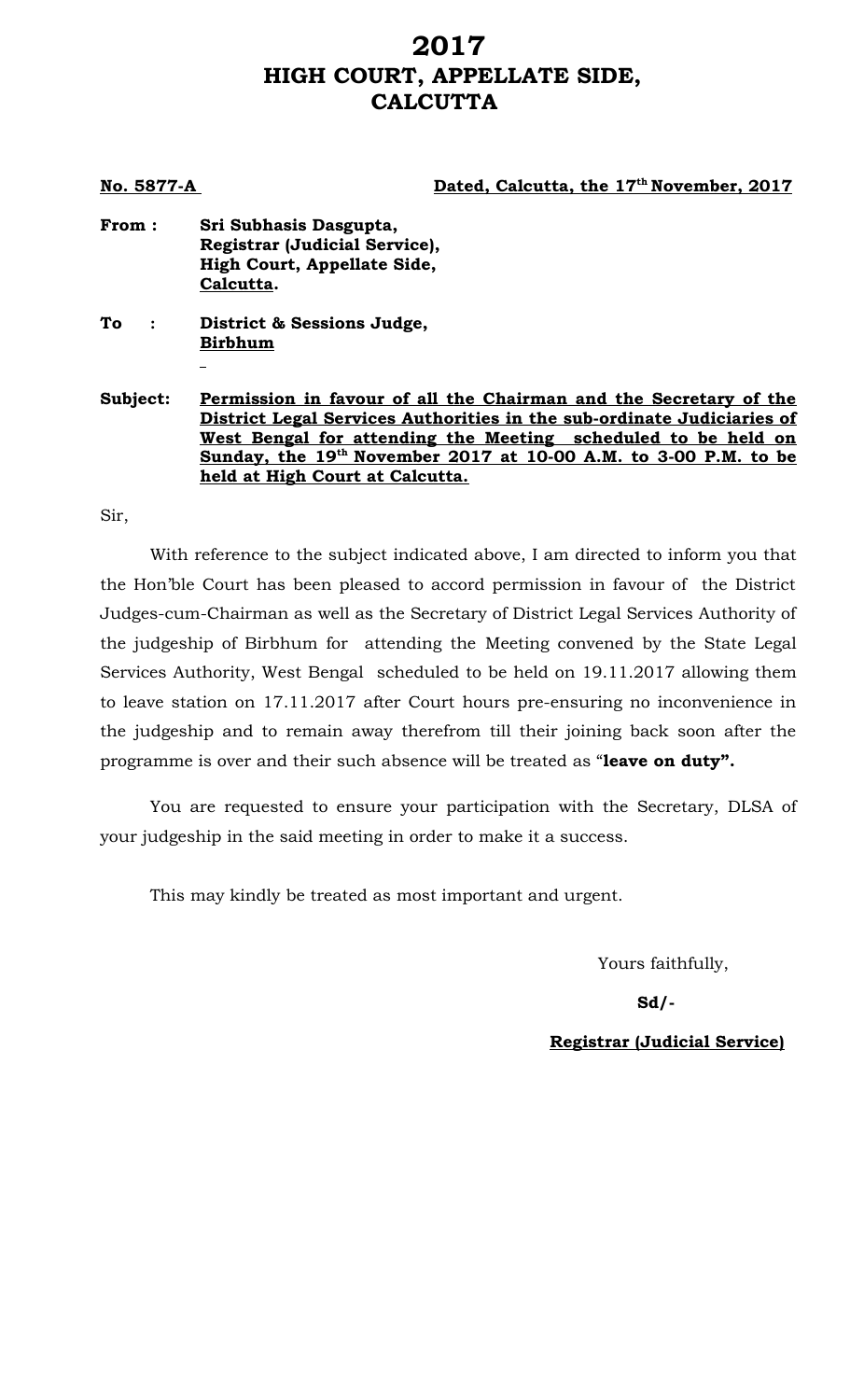# 2017
# HIGH COURT, APPELLATE SIDE, CALCUTTA

**No. 5877-A** **Dated, Calcutta, the 17th November, 2017**

**From :** **Sri Subhasis Dasgupta,**
**Registrar (Judicial Service),**
**High Court, Appellate Side,**
**Calcutta.**

**To :** **District & Sessions Judge,**
**Birbhum**

**Subject:** **Permission in favour of all the Chairman and the Secretary of the District Legal Services Authorities in the sub-ordinate Judiciaries of West Bengal for attending the Meeting scheduled to be held on Sunday, the 19th November 2017 at 10-00 A.M. to 3-00 P.M. to be held at High Court at Calcutta.**

Sir,

With reference to the subject indicated above, I am directed to inform you that the Hon'ble Court has been pleased to accord permission in favour of the District Judges-cum-Chairman as well as the Secretary of District Legal Services Authority of the judgeship of Birbhum for attending the Meeting convened by the State Legal Services Authority, West Bengal scheduled to be held on 19.11.2017 allowing them to leave station on 17.11.2017 after Court hours pre-ensuring no inconvenience in the judgeship and to remain away therefrom till their joining back soon after the programme is over and their such absence will be treated as "**leave on duty".**

You are requested to ensure your participation with the Secretary, DLSA of your judgeship in the said meeting in order to make it a success.

This may kindly be treated as most important and urgent.

Yours faithfully,

**Sd/-**

**Registrar (Judicial Service)**